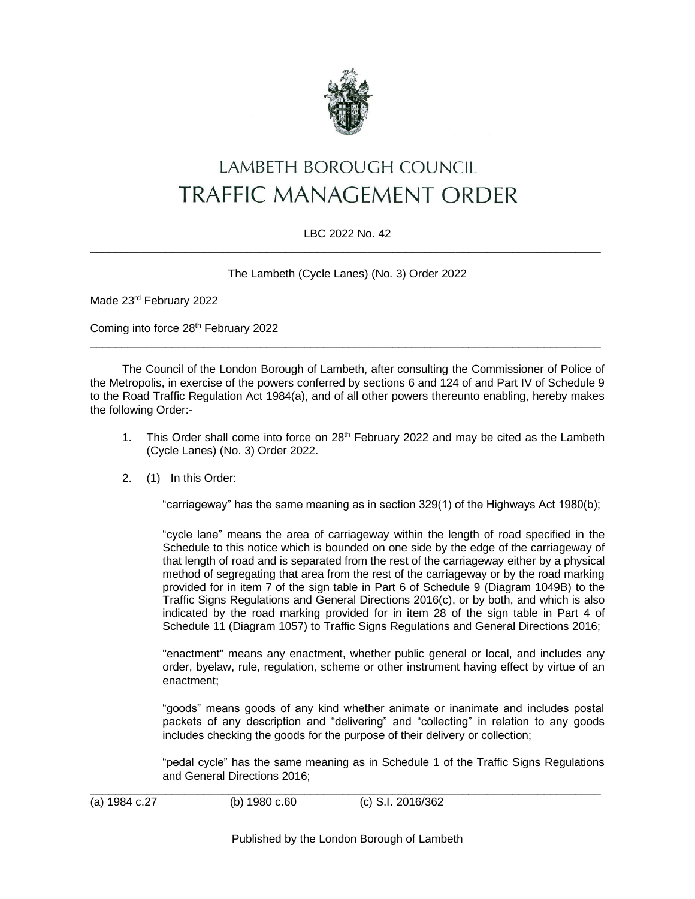# LAMBETH BOROUGH COUNCIL
# TRAFFIC MANAGEMENT ORDER

LBC 2022 No. 42

---

The Lambeth (Cycle Lanes) (No. 3) Order 2022

Made 23rd February 2022

Coming into force 28th February 2022

---

The Council of the London Borough of Lambeth, after consulting the Commissioner of Police of the Metropolis, in exercise of the powers conferred by sections 6 and 124 of and Part IV of Schedule 9 to the Road Traffic Regulation Act 1984(a), and of all other powers thereunto enabling, hereby makes the following Order:-

1. This Order shall come into force on 28th February 2022 and may be cited as the Lambeth (Cycle Lanes) (No. 3) Order 2022.

2. (1) In this Order:

   "carriageway" has the same meaning as in section 329(1) of the Highways Act 1980(b);

   "cycle lane" means the area of carriageway within the length of road specified in the Schedule to this notice which is bounded on one side by the edge of the carriageway of that length of road and is separated from the rest of the carriageway either by a physical method of segregating that area from the rest of the carriageway or by the road marking provided for in item 7 of the sign table in Part 6 of Schedule 9 (Diagram 1049B) to the Traffic Signs Regulations and General Directions 2016(c), or by both, and which is also indicated by the road marking provided for in item 28 of the sign table in Part 4 of Schedule 11 (Diagram 1057) to Traffic Signs Regulations and General Directions 2016;

   "enactment" means any enactment, whether public general or local, and includes any order, byelaw, rule, regulation, scheme or other instrument having effect by virtue of an enactment;

   "goods" means goods of any kind whether animate or inanimate and includes postal packets of any description and "delivering" and "collecting" in relation to any goods includes checking the goods for the purpose of their delivery or collection;

   "pedal cycle" has the same meaning as in Schedule 1 of the Traffic Signs Regulations and General Directions 2016;

---

(a) 1984 c.27 (b) 1980 c.60 (c) S.I. 2016/362

Published by the London Borough of Lambeth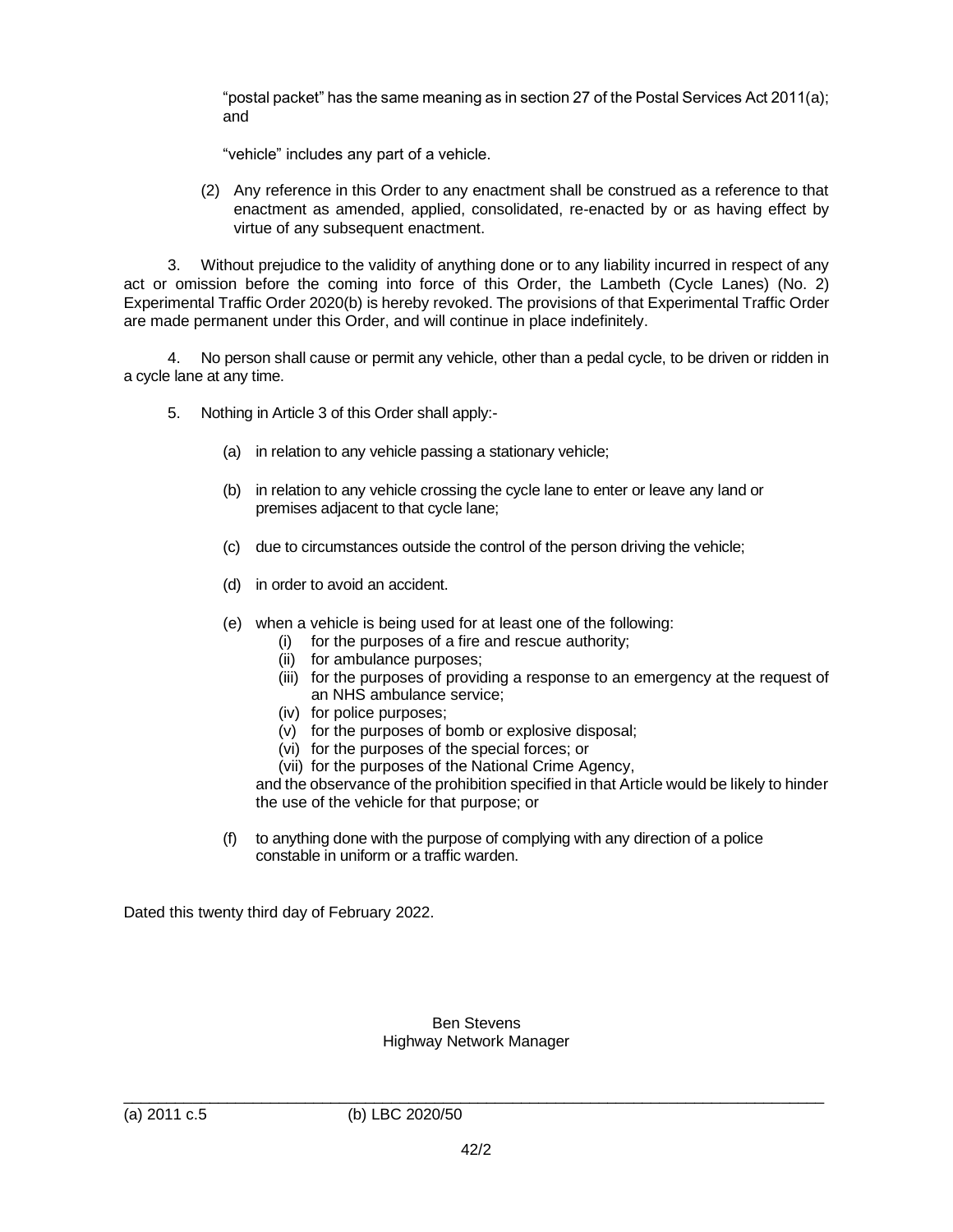"postal packet" has the same meaning as in section 27 of the Postal Services Act 2011(a); and

"vehicle" includes any part of a vehicle.

(2) Any reference in this Order to any enactment shall be construed as a reference to that enactment as amended, applied, consolidated, re-enacted by or as having effect by virtue of any subsequent enactment.

3. Without prejudice to the validity of anything done or to any liability incurred in respect of any act or omission before the coming into force of this Order, the Lambeth (Cycle Lanes) (No. 2) Experimental Traffic Order 2020(b) is hereby revoked. The provisions of that Experimental Traffic Order are made permanent under this Order, and will continue in place indefinitely.

4. No person shall cause or permit any vehicle, other than a pedal cycle, to be driven or ridden in a cycle lane at any time.

5. Nothing in Article 3 of this Order shall apply:-

(a) in relation to any vehicle passing a stationary vehicle;

(b) in relation to any vehicle crossing the cycle lane to enter or leave any land or premises adjacent to that cycle lane;

(c) due to circumstances outside the control of the person driving the vehicle;

(d) in order to avoid an accident.

(e) when a vehicle is being used for at least one of the following:
   (i) for the purposes of a fire and rescue authority;
   (ii) for ambulance purposes;
   (iii) for the purposes of providing a response to an emergency at the request of an NHS ambulance service;
   (iv) for police purposes;
   (v) for the purposes of bomb or explosive disposal;
   (vi) for the purposes of the special forces; or
   (vii) for the purposes of the National Crime Agency,

   and the observance of the prohibition specified in that Article would be likely to hinder the use of the vehicle for that purpose; or

(f) to anything done with the purpose of complying with any direction of a police constable in uniform or a traffic warden.

Dated this twenty third day of February 2022.

Ben Stevens
Highway Network Manager

---

(a) 2011 c.5 (b) LBC 2020/50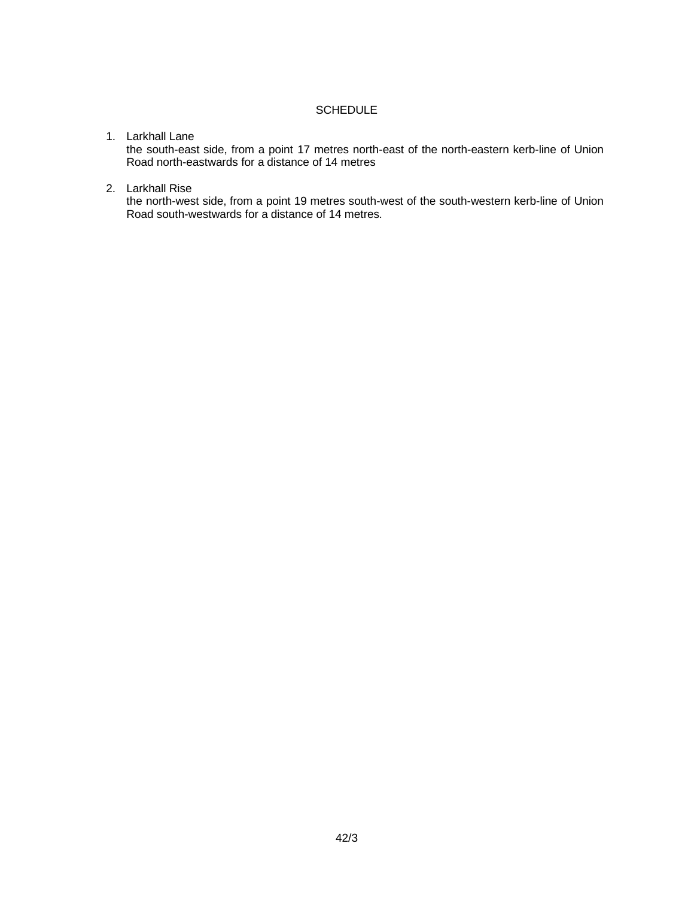## SCHEDULE

1. Larkhall Lane
   the south-east side, from a point 17 metres north-east of the north-eastern kerb-line of Union Road north-eastwards for a distance of 14 metres

2. Larkhall Rise
   the north-west side, from a point 19 metres south-west of the south-western kerb-line of Union Road south-westwards for a distance of 14 metres.

42/3